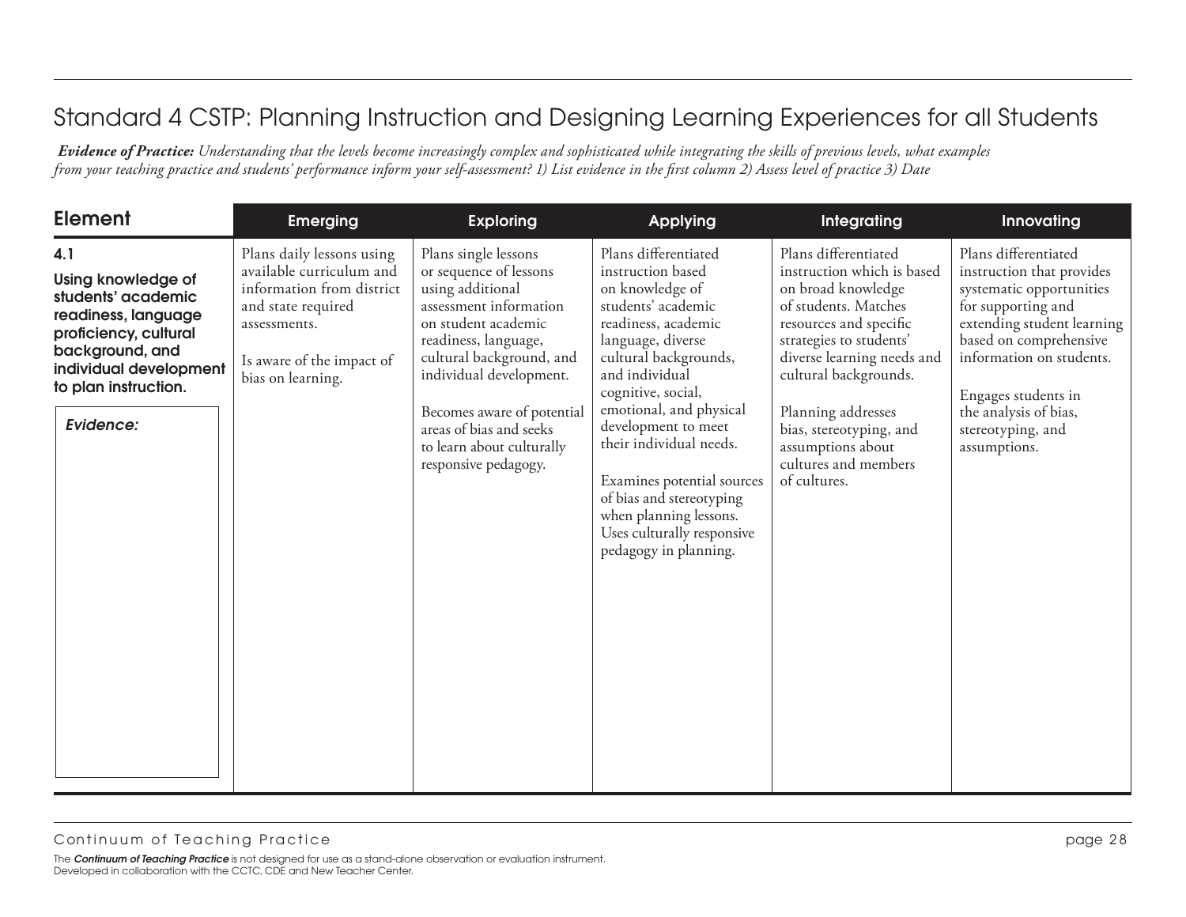# Standard 4 CSTP: Planning Instruction and Designing Learning Experiences for all Students

***Evidence of Practice:*** *Understanding that the levels become increasingly complex and sophisticated while integrating the skills of previous levels, what examples from your teaching practice and students' performance inform your self-assessment? 1) List evidence in the first column 2) Assess level of practice 3) Date*

| Element | Emerging | Exploring | Applying | Integrating | Innovating |
|---|---|---|---|---|---|
| **4.1**<br>**Using knowledge of students' academic readiness, language proficiency, cultural background, and individual development to plan instruction.**<br><br>*Evidence:* | Plans daily lessons using available curriculum and information from district and state required assessments.<br><br>Is aware of the impact of bias on learning. | Plans single lessons or sequence of lessons using additional assessment information on student academic readiness, language, cultural background, and individual development.<br><br>Becomes aware of potential areas of bias and seeks to learn about culturally responsive pedagogy. | Plans differentiated instruction based on knowledge of students' academic readiness, academic language, diverse cultural backgrounds, and individual cognitive, social, emotional, and physical development to meet their individual needs.<br><br>Examines potential sources of bias and stereotyping when planning lessons. Uses culturally responsive pedagogy in planning. | Plans differentiated instruction which is based on broad knowledge of students. Matches resources and specific strategies to students' diverse learning needs and cultural backgrounds.<br><br>Planning addresses bias, stereotyping, and assumptions about cultures and members of cultures. | Plans differentiated instruction that provides systematic opportunities for supporting and extending student learning based on comprehensive information on students.<br><br>Engages students in the analysis of bias, stereotyping, and assumptions. |

Continuum of Teaching Practice

The ***Continuum of Teaching Practice*** is not designed for use as a stand-alone observation or evaluation instrument.
Developed in collaboration with the CCTC, CDE and New Teacher Center.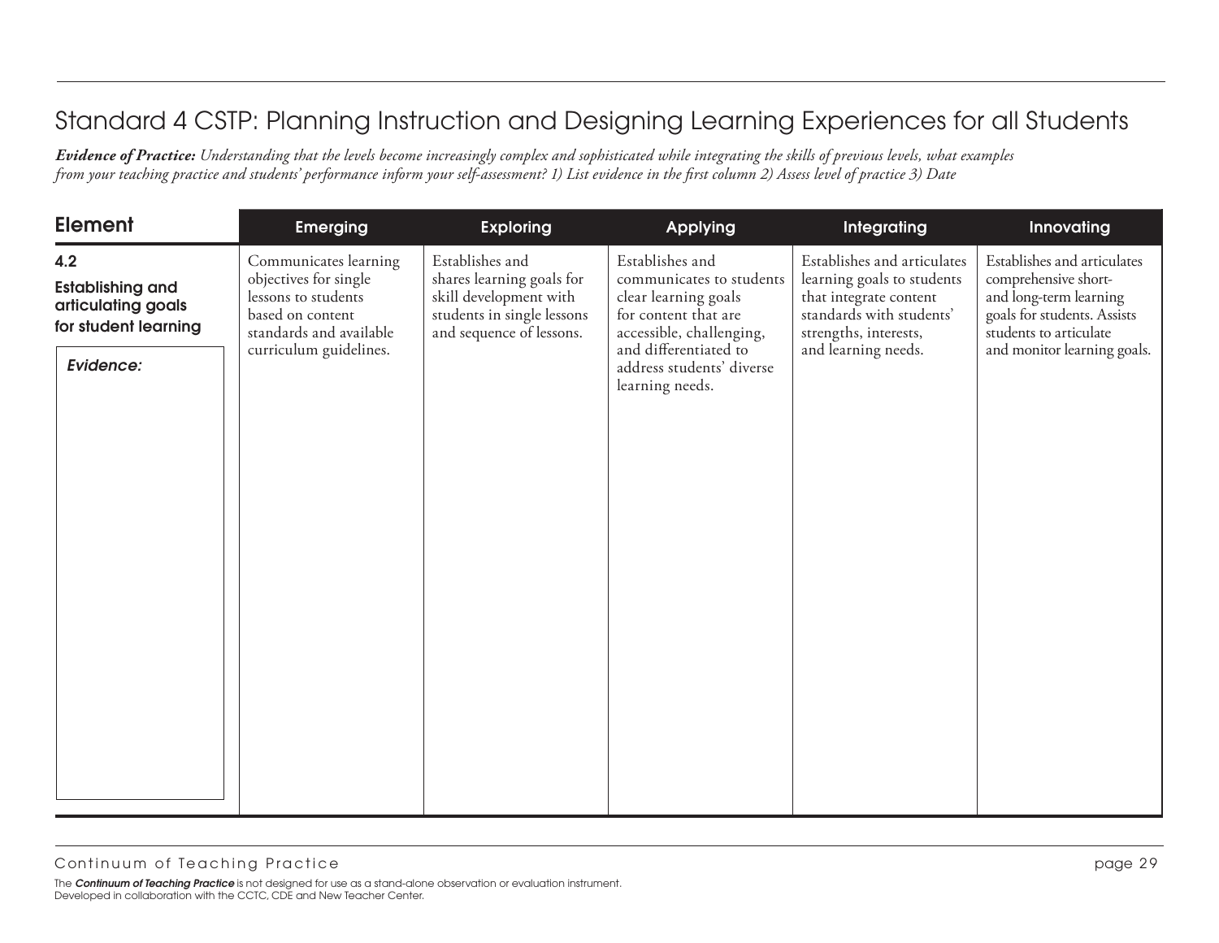## Standard 4 CSTP: Planning Instruction and Designing Learning Experiences for all Students

***Evidence of Practice:*** *Understanding that the levels become increasingly complex and sophisticated while integrating the skills of previous levels, what examples from your teaching practice and students' performance inform your self-assessment? 1) List evidence in the first column 2) Assess level of practice 3) Date*

| Element | Emerging | Exploring | Applying | Integrating | Innovating |
|---|---|---|---|---|---|
| **4.2 Establishing and articulating goals for student learning**<br><br>***Evidence:*** | Communicates learning objectives for single lessons to students based on content standards and available curriculum guidelines. | Establishes and shares learning goals for skill development with students in single lessons and sequence of lessons. | Establishes and communicates to students clear learning goals for content that are accessible, challenging, and differentiated to address students' diverse learning needs. | Establishes and articulates learning goals to students that integrate content standards with students' strengths, interests, and learning needs. | Establishes and articulates comprehensive short- and long-term learning goals for students. Assists students to articulate and monitor learning goals. |

The ***Continuum of Teaching Practice*** is not designed for use as a stand-alone observation or evaluation instrument.
Developed in collaboration with the CCTC, CDE and New Teacher Center.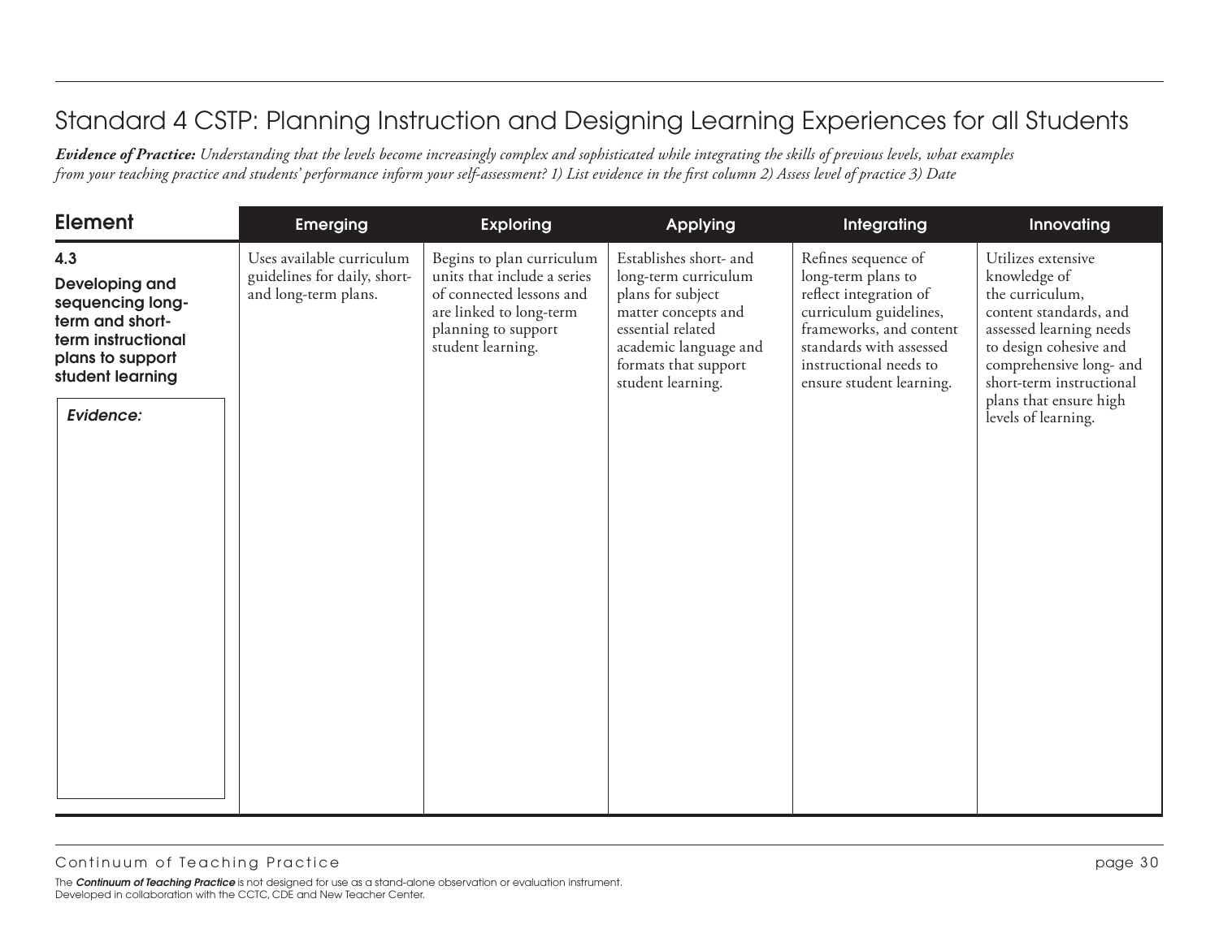# Standard 4 CSTP: Planning Instruction and Designing Learning Experiences for all Students

***Evidence of Practice:*** *Understanding that the levels become increasingly complex and sophisticated while integrating the skills of previous levels, what examples from your teaching practice and students' performance inform your self-assessment? 1) List evidence in the first column 2) Assess level of practice 3) Date*

| Element | Emerging | Exploring | Applying | Integrating | Innovating |
|---|---|---|---|---|---|
| **4.3 Developing and sequencing long-term and short-term instructional plans to support student learning**<br><br>*Evidence:* | Uses available curriculum guidelines for daily, short- and long-term plans. | Begins to plan curriculum units that include a series of connected lessons and are linked to long-term planning to support student learning. | Establishes short- and long-term curriculum plans for subject matter concepts and essential related academic language and formats that support student learning. | Refines sequence of long-term plans to reflect integration of curriculum guidelines, frameworks, and content standards with assessed instructional needs to ensure student learning. | Utilizes extensive knowledge of the curriculum, content standards, and assessed learning needs to design cohesive and comprehensive long- and short-term instructional plans that ensure high levels of learning. |

The ***Continuum of Teaching Practice*** is not designed for use as a stand-alone observation or evaluation instrument.
Developed in collaboration with the CCTC, CDE and New Teacher Center.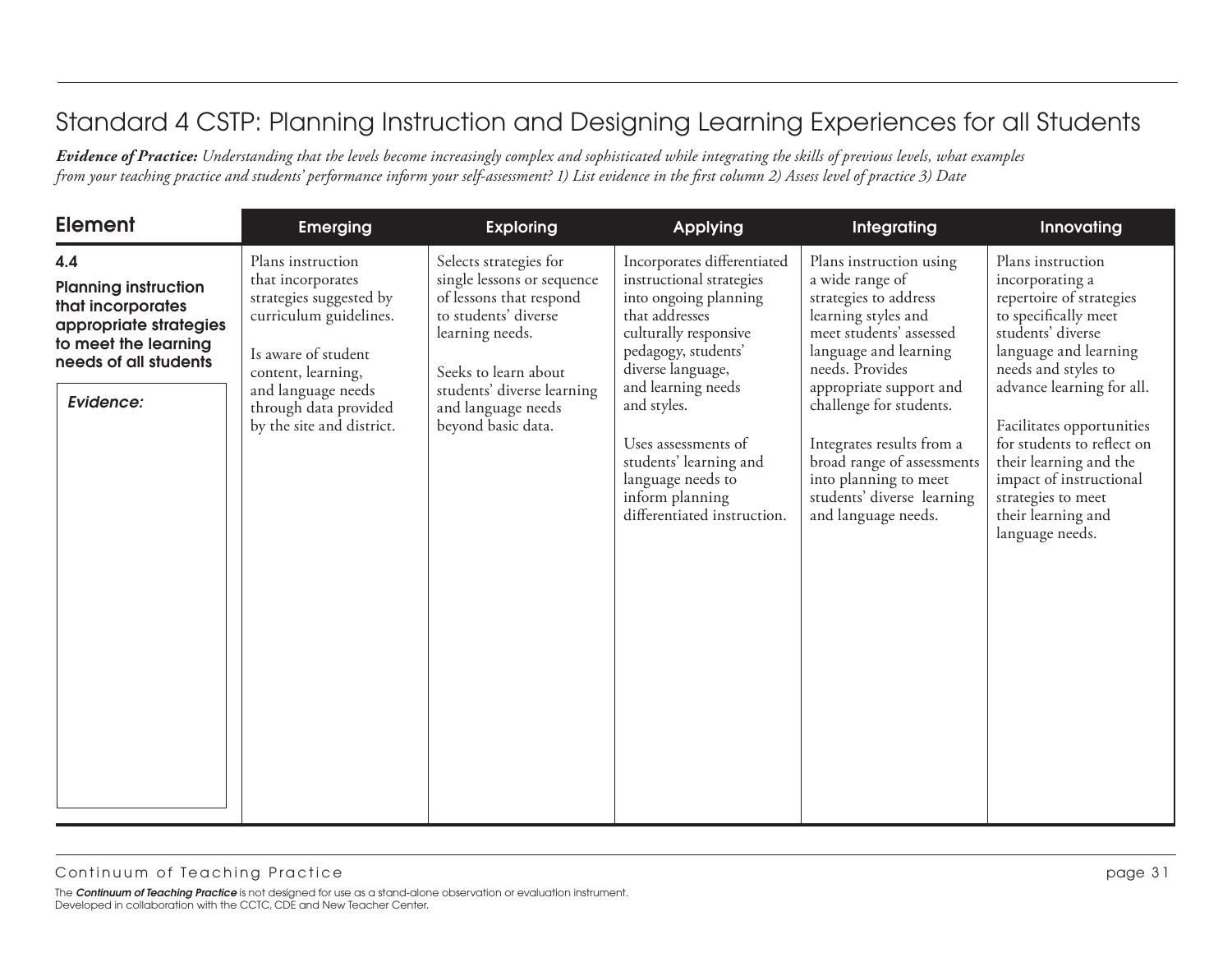# Standard 4 CSTP: Planning Instruction and Designing Learning Experiences for all Students

***Evidence of Practice:*** *Understanding that the levels become increasingly complex and sophisticated while integrating the skills of previous levels, what examples from your teaching practice and students' performance inform your self-assessment? 1) List evidence in the first column 2) Assess level of practice 3) Date*

| Element | Emerging | Exploring | Applying | Integrating | Innovating |
|---|---|---|---|---|---|
| **4.4** **Planning instruction that incorporates appropriate strategies to meet the learning needs of all students** *Evidence:* | Plans instruction that incorporates strategies suggested by curriculum guidelines. Is aware of student content, learning, and language needs through data provided by the site and district. | Selects strategies for single lessons or sequence of lessons that respond to students' diverse learning needs. Seeks to learn about students' diverse learning and language needs beyond basic data. | Incorporates differentiated instructional strategies into ongoing planning that addresses culturally responsive pedagogy, students' diverse language, and learning needs and styles. Uses assessments of students' learning and language needs to inform planning differentiated instruction. | Plans instruction using a wide range of strategies to address learning styles and meet students' assessed language and learning needs. Provides appropriate support and challenge for students. Integrates results from a broad range of assessments into planning to meet students' diverse learning and language needs. | Plans instruction incorporating a repertoire of strategies to specifically meet students' diverse language and learning needs and styles to advance learning for all. Facilitates opportunities for students to reflect on their learning and the impact of instructional strategies to meet their learning and language needs. |

The ***Continuum of Teaching Practice*** is not designed for use as a stand-alone observation or evaluation instrument.
Developed in collaboration with the CCTC, CDE and New Teacher Center.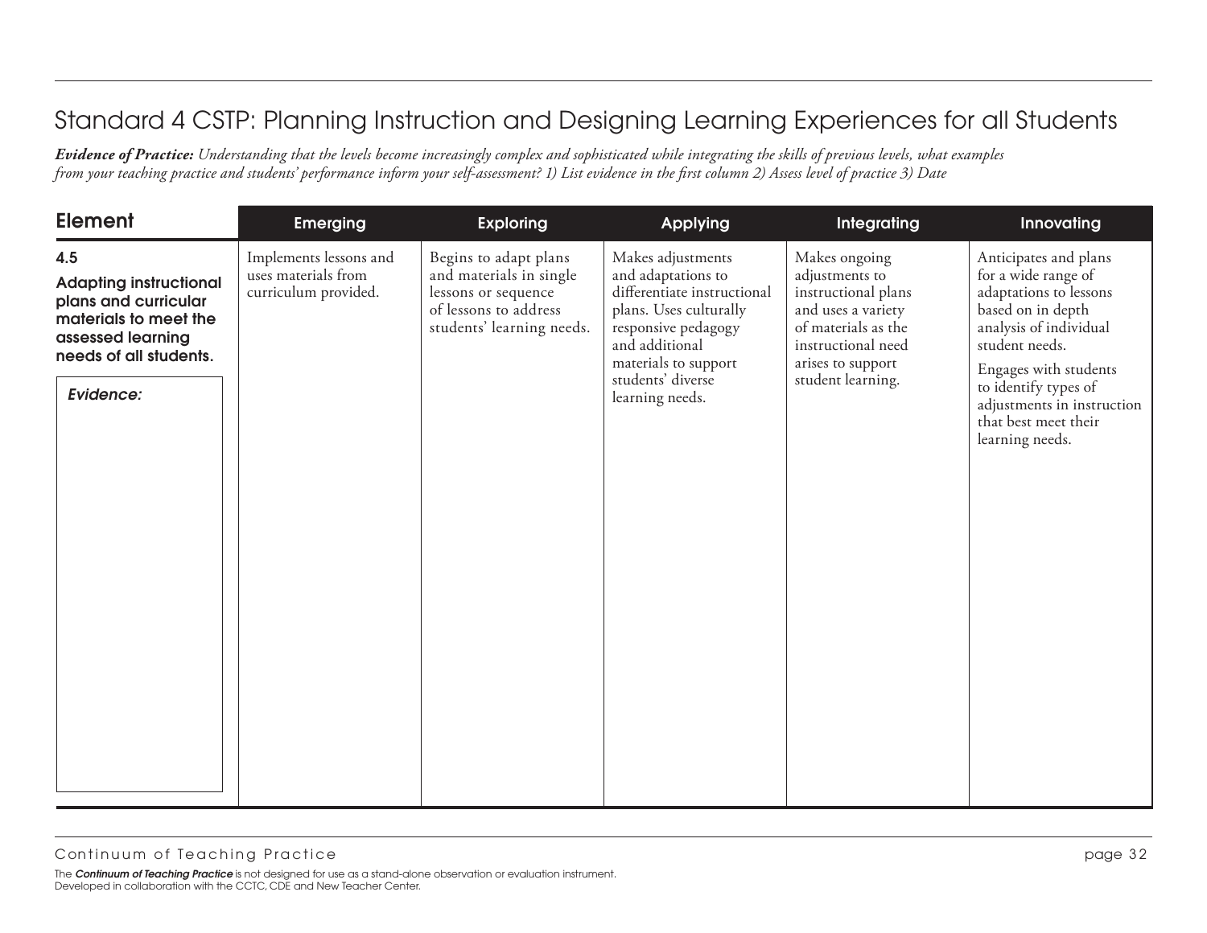# Standard 4 CSTP: Planning Instruction and Designing Learning Experiences for all Students

***Evidence of Practice:*** *Understanding that the levels become increasingly complex and sophisticated while integrating the skills of previous levels, what examples from your teaching practice and students' performance inform your self-assessment? 1) List evidence in the first column 2) Assess level of practice 3) Date*

| Element | Emerging | Exploring | Applying | Integrating | Innovating |
|---|---|---|---|---|---|
| **4.5** **Adapting instructional plans and curricular materials to meet the assessed learning needs of all students.** *Evidence:* | Implements lessons and uses materials from curriculum provided. | Begins to adapt plans and materials in single lessons or sequence of lessons to address students' learning needs. | Makes adjustments and adaptations to differentiate instructional plans. Uses culturally responsive pedagogy and additional materials to support students' diverse learning needs. | Makes ongoing adjustments to instructional plans and uses a variety of materials as the instructional need arises to support student learning. | Anticipates and plans for a wide range of adaptations to lessons based on in depth analysis of individual student needs. Engages with students to identify types of adjustments in instruction that best meet their learning needs. |

The ***Continuum of Teaching Practice*** is not designed for use as a stand-alone observation or evaluation instrument.
Developed in collaboration with the CCTC, CDE and New Teacher Center.